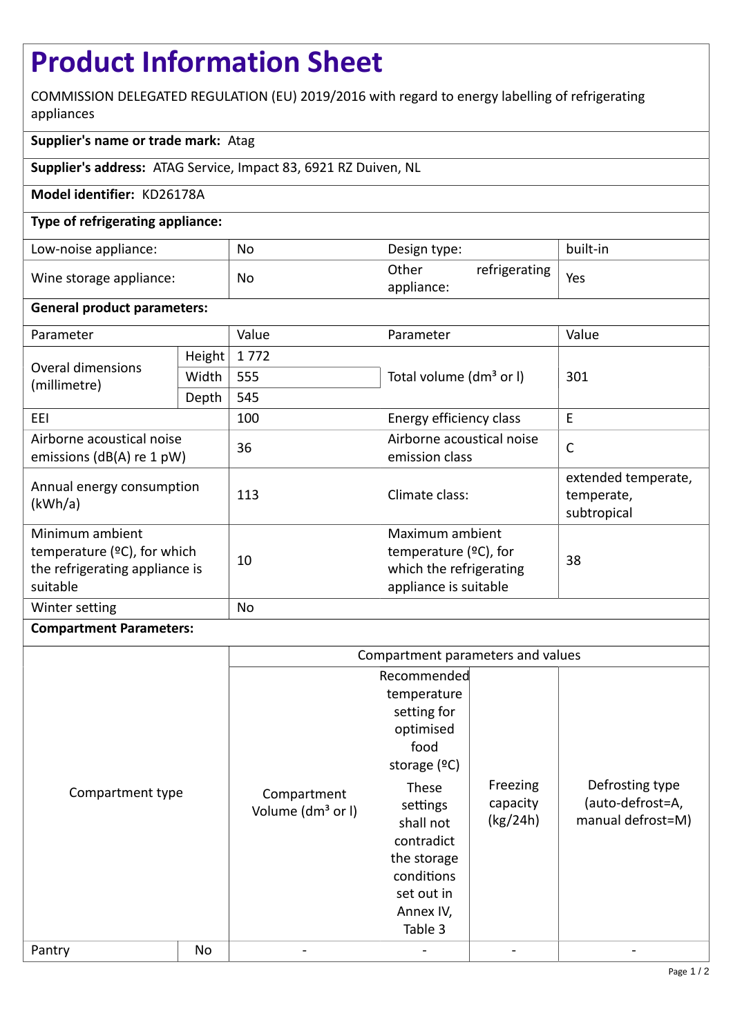# Product Information Sheet

COMMISSION DELEGATED REGULATION (EU) 2019/2016 with regard to energy labelling of refrigerating appliances

**Supplier's name or trade mark:** Atag

**Supplier's address:** ATAG Service, Impact 83, 6921 RZ Duiven, NL

**Model identifier:** KD26178A

**Type of refrigerating appliance:**

| | | | |
|---|---|---|---|
| Low-noise appliance: | No | Design type: | built-in |
| Wine storage appliance: | No | Other refrigerating appliance: | Yes |

**General product parameters:**

| Parameter | | Value | Parameter | Value |
|---|---|---|---|---|
| Overal dimensions (millimetre) | Height | 1 772 | Total volume (dm³ or l) | 301 |
| | Width | 555 | | |
| | Depth | 545 | | |
| EEI | | 100 | Energy efficiency class | E |
| Airborne acoustical noise emissions (dB(A) re 1 pW) | | 36 | Airborne acoustical noise emission class | C |
| Annual energy consumption (kWh/a) | | 113 | Climate class: | extended temperate, temperate, subtropical |
| Minimum ambient temperature (ºC), for which the refrigerating appliance is suitable | | 10 | Maximum ambient temperature (ºC), for which the refrigerating appliance is suitable | 38 |
| Winter setting | | No | | |

**Compartment Parameters:**

| Compartment type | | Compartment parameters and values | | | |
|---|---|---|---|---|---|
| | | Compartment Volume (dm³ or l) | Recommended temperature setting for optimised food storage (ºC) These settings shall not contradict the storage conditions set out in Annex IV, Table 3 | Freezing capacity (kg/24h) | Defrosting type (auto-defrost=A, manual defrost=M) |
| Pantry | No | - | - | - | - |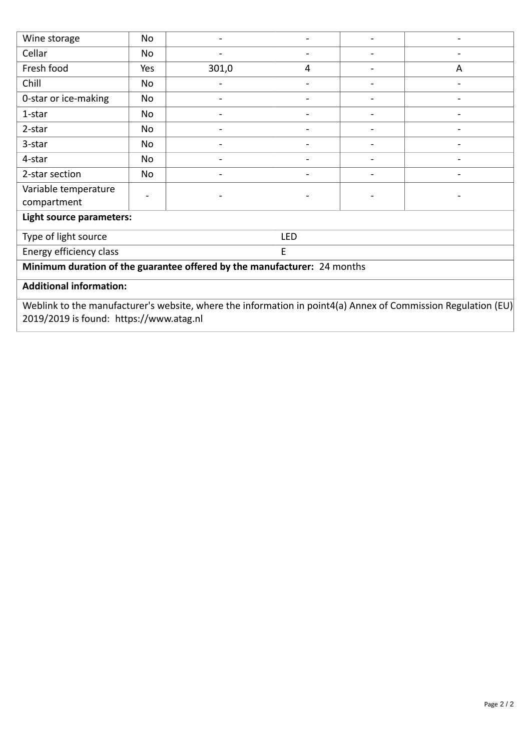| | | | | | |
|---|---|---|---|---|---|
| Wine storage | No | - | - | - | - |
| Cellar | No | - | - | - | - |
| Fresh food | Yes | 301,0 | 4 | - | A |
| Chill | No | - | - | - | - |
| 0-star or ice-making | No | - | - | - | - |
| 1-star | No | - | - | - | - |
| 2-star | No | - | - | - | - |
| 3-star | No | - | - | - | - |
| 4-star | No | - | - | - | - |
| 2-star section | No | - | - | - | - |
| Variable temperature compartment | - | - | - | - | - |

**Light source parameters:**

| | |
|---|---|
| Type of light source | LED |
| Energy efficiency class | E |

**Minimum duration of the guarantee offered by the manufacturer:** 24 months

**Additional information:**

Weblink to the manufacturer's website, where the information in point4(a) Annex of Commission Regulation (EU) 2019/2019 is found: https://www.atag.nl